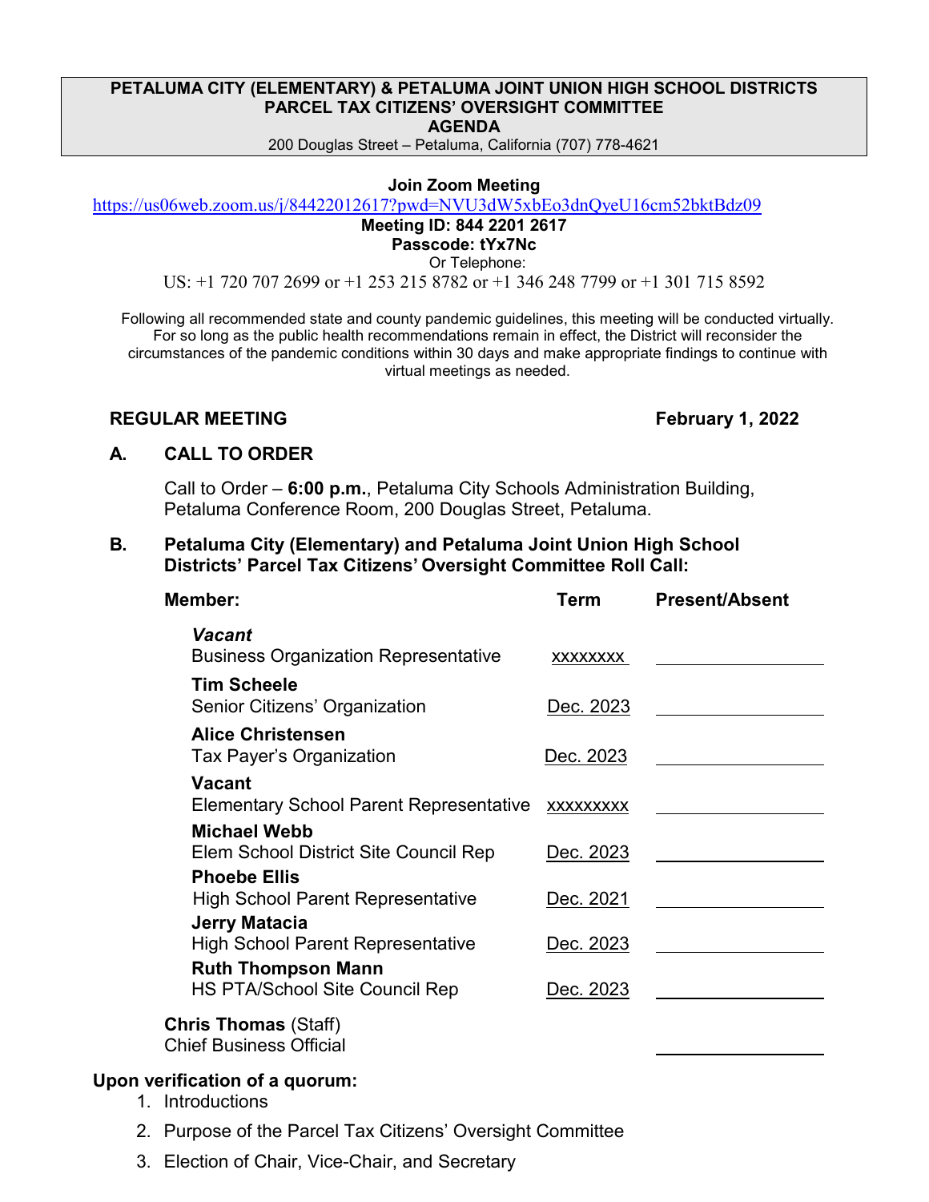**PETALUMA CITY (ELEMENTARY) & PETALUMA JOINT UNION HIGH SCHOOL DISTRICTS**
**PARCEL TAX CITIZENS' OVERSIGHT COMMITTEE**
**AGENDA**
200 Douglas Street – Petaluma, California (707) 778-4621

**Join Zoom Meeting**
https://us06web.zoom.us/j/84422012617?pwd=NVU3dW5xbEo3dnQyeU16cm52bktBdz09
**Meeting ID: 844 2201 2617**
**Passcode: tYx7Nc**
Or Telephone:
US: +1 720 707 2699 or +1 253 215 8782 or +1 346 248 7799 or +1 301 715 8592

Following all recommended state and county pandemic guidelines, this meeting will be conducted virtually. For so long as the public health recommendations remain in effect, the District will reconsider the circumstances of the pandemic conditions within 30 days and make appropriate findings to continue with virtual meetings as needed.

**REGULAR MEETING** **February 1, 2022**

## A. CALL TO ORDER

Call to Order – **6:00 p.m.**, Petaluma City Schools Administration Building, Petaluma Conference Room, 200 Douglas Street, Petaluma.

## B. Petaluma City (Elementary) and Petaluma Joint Union High School Districts' Parcel Tax Citizens' Oversight Committee Roll Call:

| Member: | Term | Present/Absent |
|---|---|---|
| ***Vacant***<br>Business Organization Representative | xxxxxxxx | |
| **Tim Scheele**<br>Senior Citizens' Organization | Dec. 2023 | |
| **Alice Christensen**<br>Tax Payer's Organization | Dec. 2023 | |
| **Vacant**<br>Elementary School Parent Representative | xxxxxxxxx | |
| **Michael Webb**<br>Elem School District Site Council Rep | Dec. 2023 | |
| **Phoebe Ellis**<br>High School Parent Representative | Dec. 2021 | |
| **Jerry Matacia**<br>High School Parent Representative | Dec. 2023 | |
| **Ruth Thompson Mann**<br>HS PTA/School Site Council Rep | Dec. 2023 | |
| **Chris Thomas** (Staff)<br>Chief Business Official | | |

**Upon verification of a quorum:**

1. Introductions
2. Purpose of the Parcel Tax Citizens' Oversight Committee
3. Election of Chair, Vice-Chair, and Secretary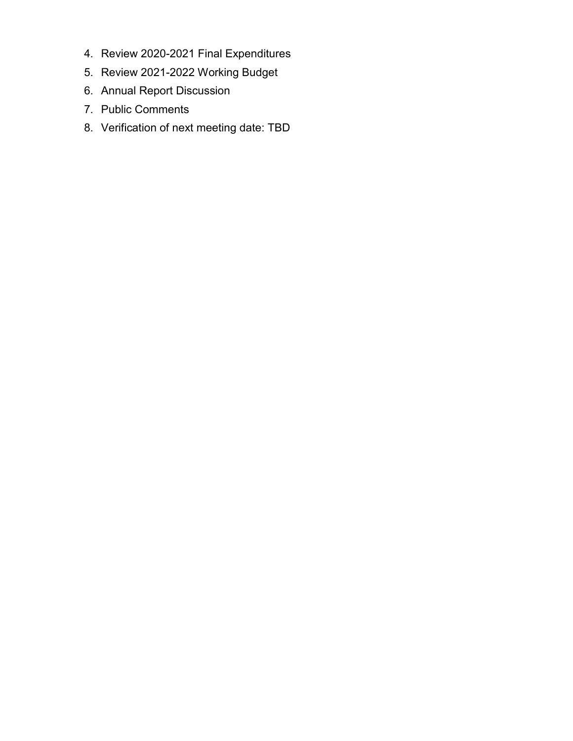4. Review 2020-2021 Final Expenditures
5. Review 2021-2022 Working Budget
6. Annual Report Discussion
7. Public Comments
8. Verification of next meeting date: TBD